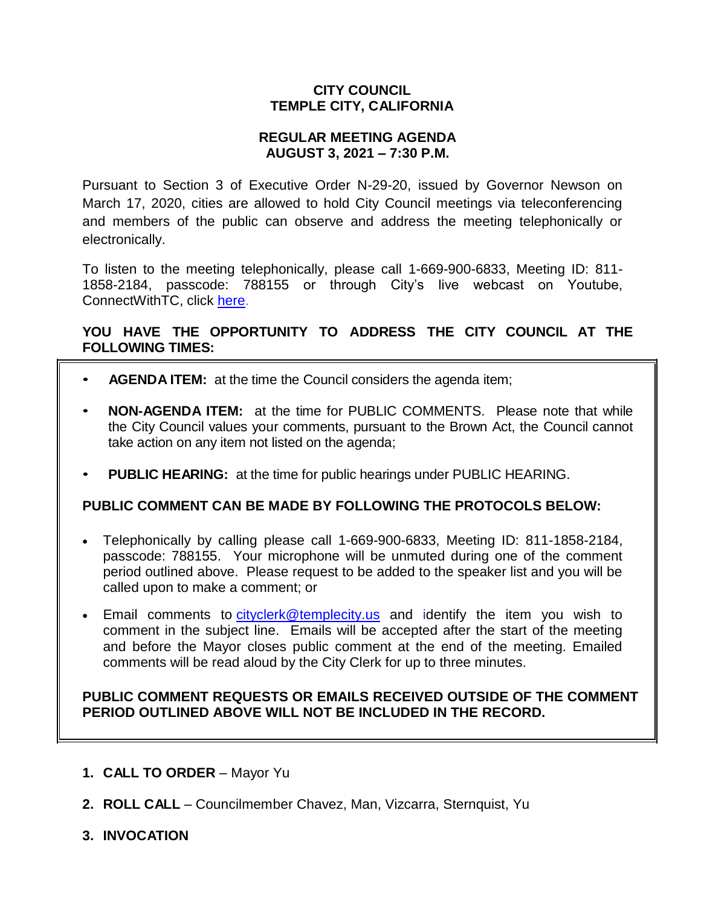# CITY COUNCIL
# TEMPLE CITY, CALIFORNIA

## REGULAR MEETING AGENDA
## AUGUST 3, 2021 – 7:30 P.M.

Pursuant to Section 3 of Executive Order N-29-20, issued by Governor Newson on March 17, 2020, cities are allowed to hold City Council meetings via teleconferencing and members of the public can observe and address the meeting telephonically or electronically.

To listen to the meeting telephonically, please call 1-669-900-6833, Meeting ID: 811-1858-2184, passcode: 788155 or through City's live webcast on Youtube, ConnectWithTC, click [here](here).

**YOU HAVE THE OPPORTUNITY TO ADDRESS THE CITY COUNCIL AT THE FOLLOWING TIMES:**

- **AGENDA ITEM:** at the time the Council considers the agenda item;
- **NON-AGENDA ITEM:** at the time for PUBLIC COMMENTS. Please note that while the City Council values your comments, pursuant to the Brown Act, the Council cannot take action on any item not listed on the agenda;
- **PUBLIC HEARING:** at the time for public hearings under PUBLIC HEARING.

**PUBLIC COMMENT CAN BE MADE BY FOLLOWING THE PROTOCOLS BELOW:**

- Telephonically by calling please call 1-669-900-6833, Meeting ID: 811-1858-2184, passcode: 788155. Your microphone will be unmuted during one of the comment period outlined above. Please request to be added to the speaker list and you will be called upon to make a comment; or
- Email comments to [cityclerk@templecity.us](mailto:cityclerk@templecity.us) and identify the item you wish to comment in the subject line. Emails will be accepted after the start of the meeting and before the Mayor closes public comment at the end of the meeting. Emailed comments will be read aloud by the City Clerk for up to three minutes.

**PUBLIC COMMENT REQUESTS OR EMAILS RECEIVED OUTSIDE OF THE COMMENT PERIOD OUTLINED ABOVE WILL NOT BE INCLUDED IN THE RECORD.**

1. **CALL TO ORDER** – Mayor Yu
2. **ROLL CALL** – Councilmember Chavez, Man, Vizcarra, Sternquist, Yu
3. **INVOCATION**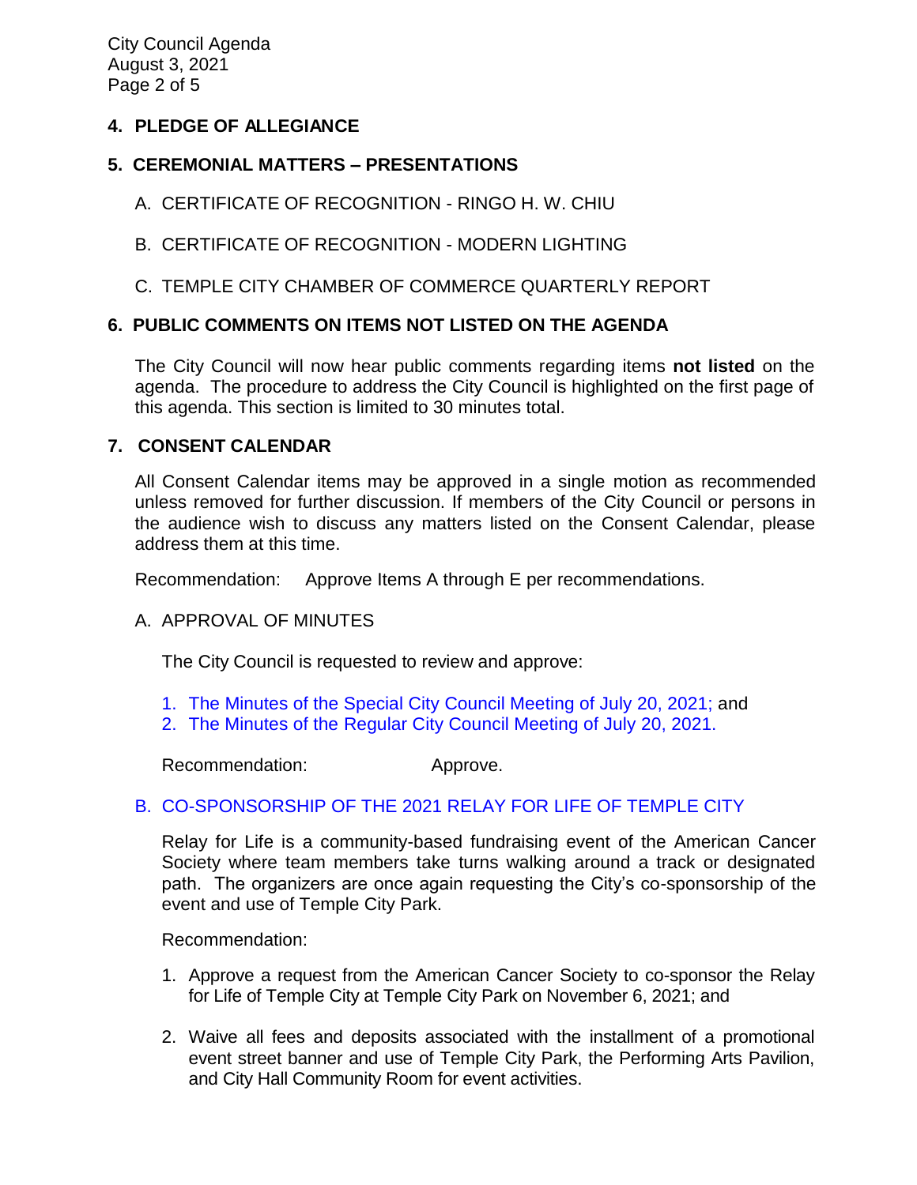## 4. PLEDGE OF ALLEGIANCE

## 5. CEREMONIAL MATTERS – PRESENTATIONS

A. CERTIFICATE OF RECOGNITION - RINGO H. W. CHIU

B. CERTIFICATE OF RECOGNITION - MODERN LIGHTING

C. TEMPLE CITY CHAMBER OF COMMERCE QUARTERLY REPORT

## 6. PUBLIC COMMENTS ON ITEMS NOT LISTED ON THE AGENDA

The City Council will now hear public comments regarding items **not listed** on the agenda. The procedure to address the City Council is highlighted on the first page of this agenda. This section is limited to 30 minutes total.

## 7. CONSENT CALENDAR

All Consent Calendar items may be approved in a single motion as recommended unless removed for further discussion. If members of the City Council or persons in the audience wish to discuss any matters listed on the Consent Calendar, please address them at this time.

Recommendation: Approve Items A through E per recommendations.

A. APPROVAL OF MINUTES

The City Council is requested to review and approve:

1. The Minutes of the Special City Council Meeting of July 20, 2021; and
2. The Minutes of the Regular City Council Meeting of July 20, 2021.

Recommendation: Approve.

B. CO-SPONSORSHIP OF THE 2021 RELAY FOR LIFE OF TEMPLE CITY

Relay for Life is a community-based fundraising event of the American Cancer Society where team members take turns walking around a track or designated path. The organizers are once again requesting the City's co-sponsorship of the event and use of Temple City Park.

Recommendation:

1. Approve a request from the American Cancer Society to co-sponsor the Relay for Life of Temple City at Temple City Park on November 6, 2021; and

2. Waive all fees and deposits associated with the installment of a promotional event street banner and use of Temple City Park, the Performing Arts Pavilion, and City Hall Community Room for event activities.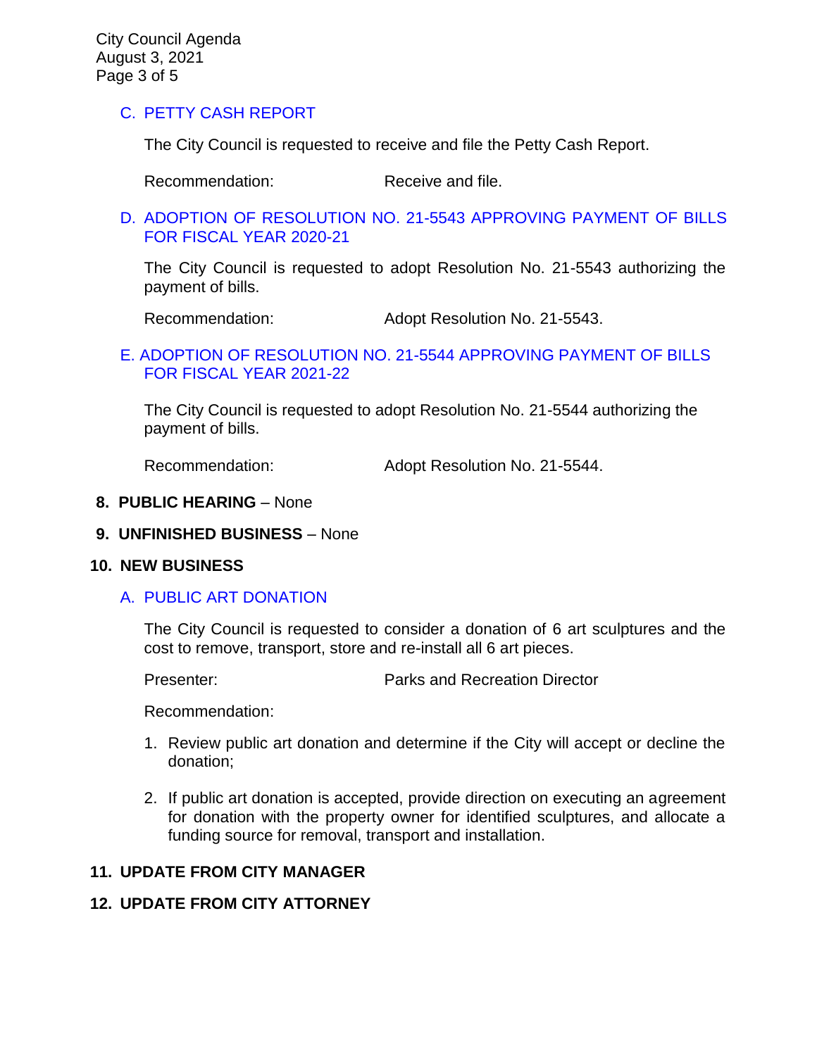### C. PETTY CASH REPORT

The City Council is requested to receive and file the Petty Cash Report.

Recommendation: Receive and file.

### D. ADOPTION OF RESOLUTION NO. 21-5543 APPROVING PAYMENT OF BILLS FOR FISCAL YEAR 2020-21

The City Council is requested to adopt Resolution No. 21-5543 authorizing the payment of bills.

Recommendation: Adopt Resolution No. 21-5543.

### E. ADOPTION OF RESOLUTION NO. 21-5544 APPROVING PAYMENT OF BILLS FOR FISCAL YEAR 2021-22

The City Council is requested to adopt Resolution No. 21-5544 authorizing the payment of bills.

Recommendation: Adopt Resolution No. 21-5544.

## 8. PUBLIC HEARING – None

## 9. UNFINISHED BUSINESS – None

## 10. NEW BUSINESS

### A. PUBLIC ART DONATION

The City Council is requested to consider a donation of 6 art sculptures and the cost to remove, transport, store and re-install all 6 art pieces.

Presenter: Parks and Recreation Director

Recommendation:

1. Review public art donation and determine if the City will accept or decline the donation;
2. If public art donation is accepted, provide direction on executing an agreement for donation with the property owner for identified sculptures, and allocate a funding source for removal, transport and installation.

## 11. UPDATE FROM CITY MANAGER

## 12. UPDATE FROM CITY ATTORNEY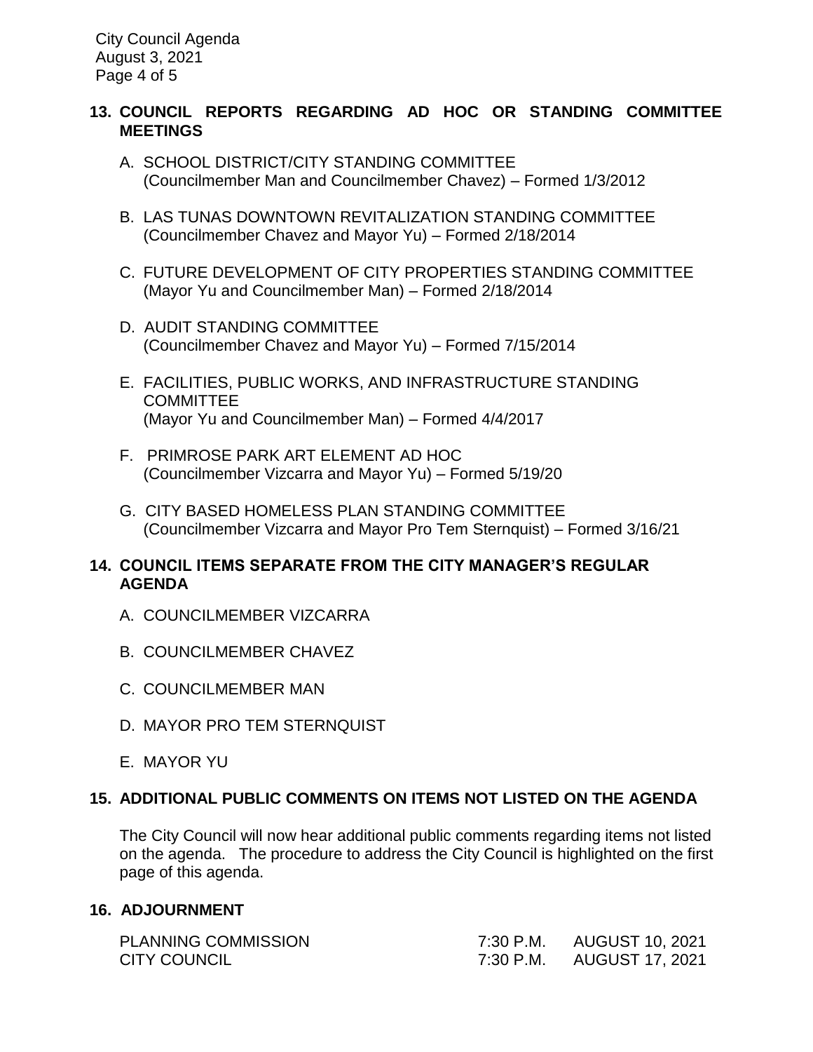## 13. COUNCIL REPORTS REGARDING AD HOC OR STANDING COMMITTEE MEETINGS

A. SCHOOL DISTRICT/CITY STANDING COMMITTEE
(Councilmember Man and Councilmember Chavez) – Formed 1/3/2012

B. LAS TUNAS DOWNTOWN REVITALIZATION STANDING COMMITTEE
(Councilmember Chavez and Mayor Yu) – Formed 2/18/2014

C. FUTURE DEVELOPMENT OF CITY PROPERTIES STANDING COMMITTEE
(Mayor Yu and Councilmember Man) – Formed 2/18/2014

D. AUDIT STANDING COMMITTEE
(Councilmember Chavez and Mayor Yu) – Formed 7/15/2014

E. FACILITIES, PUBLIC WORKS, AND INFRASTRUCTURE STANDING COMMITTEE
(Mayor Yu and Councilmember Man) – Formed 4/4/2017

F. PRIMROSE PARK ART ELEMENT AD HOC
(Councilmember Vizcarra and Mayor Yu) – Formed 5/19/20

G. CITY BASED HOMELESS PLAN STANDING COMMITTEE
(Councilmember Vizcarra and Mayor Pro Tem Sternquist) – Formed 3/16/21

## 14. COUNCIL ITEMS SEPARATE FROM THE CITY MANAGER'S REGULAR AGENDA

A. COUNCILMEMBER VIZCARRA

B. COUNCILMEMBER CHAVEZ

C. COUNCILMEMBER MAN

D. MAYOR PRO TEM STERNQUIST

E. MAYOR YU

## 15. ADDITIONAL PUBLIC COMMENTS ON ITEMS NOT LISTED ON THE AGENDA

The City Council will now hear additional public comments regarding items not listed on the agenda. The procedure to address the City Council is highlighted on the first page of this agenda.

## 16. ADJOURNMENT

| | | |
|---|---|---|
| PLANNING COMMISSION | 7:30 P.M. | AUGUST 10, 2021 |
| CITY COUNCIL | 7:30 P.M. | AUGUST 17, 2021 |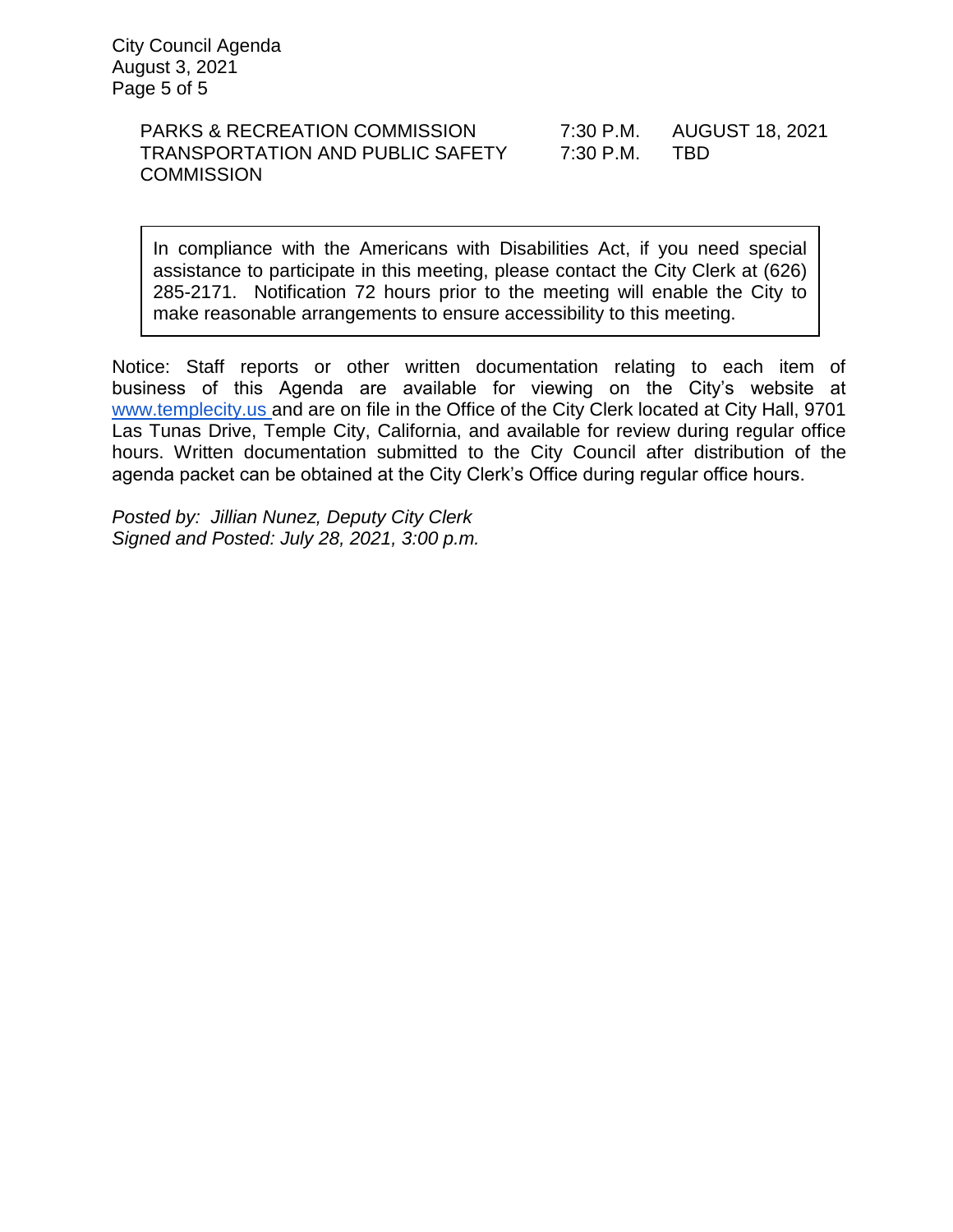| | | |
|---|---|---|
| PARKS & RECREATION COMMISSION | 7:30 P.M. | AUGUST 18, 2021 |
| TRANSPORTATION AND PUBLIC SAFETY COMMISSION | 7:30 P.M. | TBD |

> In compliance with the Americans with Disabilities Act, if you need special assistance to participate in this meeting, please contact the City Clerk at (626) 285-2171. Notification 72 hours prior to the meeting will enable the City to make reasonable arrangements to ensure accessibility to this meeting.

Notice: Staff reports or other written documentation relating to each item of business of this Agenda are available for viewing on the City's website at www.templecity.us and are on file in the Office of the City Clerk located at City Hall, 9701 Las Tunas Drive, Temple City, California, and available for review during regular office hours. Written documentation submitted to the City Council after distribution of the agenda packet can be obtained at the City Clerk's Office during regular office hours.

*Posted by: Jillian Nunez, Deputy City Clerk*
*Signed and Posted: July 28, 2021, 3:00 p.m.*